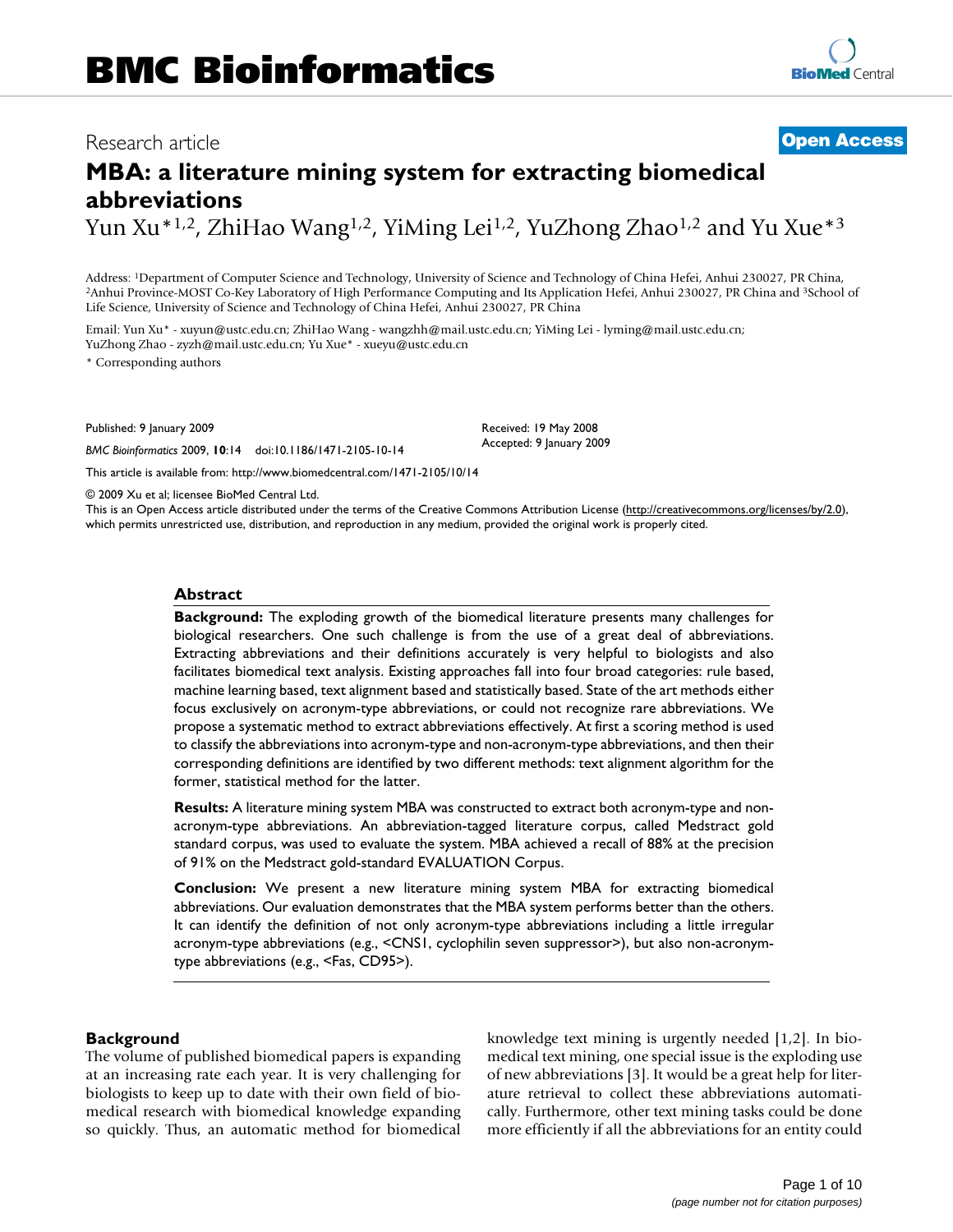# BMC Bioinformatics

Research article **Open Access**

# MBA: a literature mining system for extracting biomedical abbreviations

Yun Xu*[1,2], ZhiHao Wang[1,2], YiMing Lei[1,2], YuZhong Zhao[1,2] and Yu Xue*[3]

Address: [1]Department of Computer Science and Technology, University of Science and Technology of China Hefei, Anhui 230027, PR China, [2]Anhui Province-MOST Co-Key Laboratory of High Performance Computing and Its Application Hefei, Anhui 230027, PR China and [3]School of Life Science, University of Science and Technology of China Hefei, Anhui 230027, PR China

Email: Yun Xu* - xuyun@ustc.edu.cn; ZhiHao Wang - wangzhh@mail.ustc.edu.cn; YiMing Lei - lyming@mail.ustc.edu.cn; YuZhong Zhao - zyzh@mail.ustc.edu.cn; Yu Xue* - xueyu@ustc.edu.cn

* Corresponding authors

Published: 9 January 2009

*BMC Bioinformatics* 2009, **10**:14 doi:10.1186/1471-2105-10-14

Received: 19 May 2008
Accepted: 9 January 2009

This article is available from: http://www.biomedcentral.com/1471-2105/10/14

© 2009 Xu et al; licensee BioMed Central Ltd.

This is an Open Access article distributed under the terms of the Creative Commons Attribution License (http://creativecommons.org/licenses/by/2.0), which permits unrestricted use, distribution, and reproduction in any medium, provided the original work is properly cited.

## Abstract

**Background:** The exploding growth of the biomedical literature presents many challenges for biological researchers. One such challenge is from the use of a great deal of abbreviations. Extracting abbreviations and their definitions accurately is very helpful to biologists and also facilitates biomedical text analysis. Existing approaches fall into four broad categories: rule based, machine learning based, text alignment based and statistically based. State of the art methods either focus exclusively on acronym-type abbreviations, or could not recognize rare abbreviations. We propose a systematic method to extract abbreviations effectively. At first a scoring method is used to classify the abbreviations into acronym-type and non-acronym-type abbreviations, and then their corresponding definitions are identified by two different methods: text alignment algorithm for the former, statistical method for the latter.

**Results:** A literature mining system MBA was constructed to extract both acronym-type and non-acronym-type abbreviations. An abbreviation-tagged literature corpus, called Medstract gold standard corpus, was used to evaluate the system. MBA achieved a recall of 88% at the precision of 91% on the Medstract gold-standard EVALUATION Corpus.

**Conclusion:** We present a new literature mining system MBA for extracting biomedical abbreviations. Our evaluation demonstrates that the MBA system performs better than the others. It can identify the definition of not only acronym-type abbreviations including a little irregular acronym-type abbreviations (e.g., <CNS1, cyclophilin seven suppressor>), but also non-acronym-type abbreviations (e.g., <Fas, CD95>).

## Background

The volume of published biomedical papers is expanding at an increasing rate each year. It is very challenging for biologists to keep up to date with their own field of biomedical research with biomedical knowledge expanding so quickly. Thus, an automatic method for biomedical knowledge text mining is urgently needed [1,2]. In biomedical text mining, one special issue is the exploding use of new abbreviations [3]. It would be a great help for literature retrieval to collect these abbreviations automatically. Furthermore, other text mining tasks could be done more efficiently if all the abbreviations for an entity could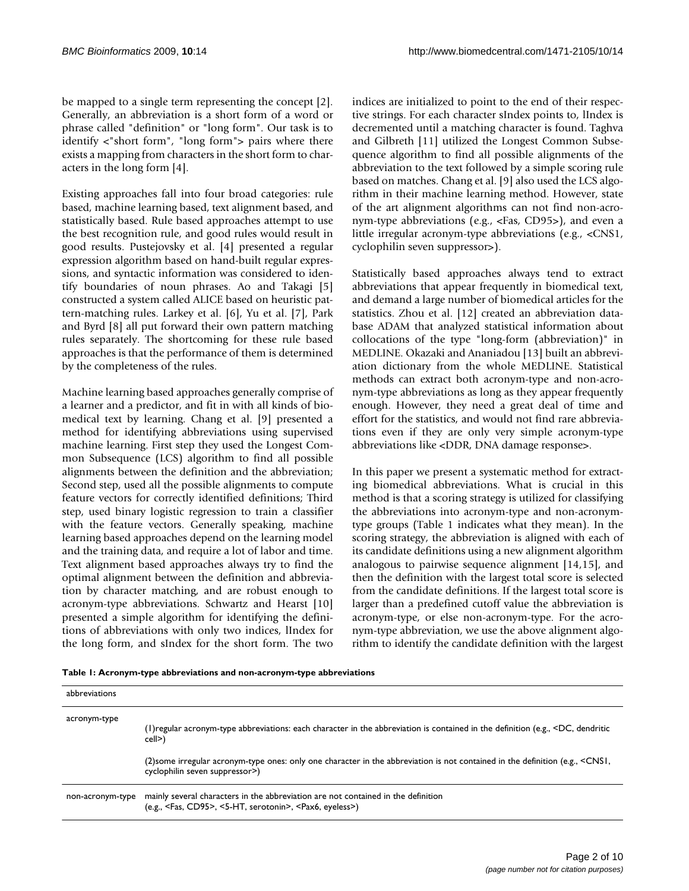be mapped to a single term representing the concept [2]. Generally, an abbreviation is a short form of a word or phrase called "definition" or "long form". Our task is to identify <"short form", "long form"> pairs where there exists a mapping from characters in the short form to characters in the long form [4].

Existing approaches fall into four broad categories: rule based, machine learning based, text alignment based, and statistically based. Rule based approaches attempt to use the best recognition rule, and good rules would result in good results. Pustejovsky et al. [4] presented a regular expression algorithm based on hand-built regular expressions, and syntactic information was considered to identify boundaries of noun phrases. Ao and Takagi [5] constructed a system called ALICE based on heuristic pattern-matching rules. Larkey et al. [6], Yu et al. [7], Park and Byrd [8] all put forward their own pattern matching rules separately. The shortcoming for these rule based approaches is that the performance of them is determined by the completeness of the rules.

Machine learning based approaches generally comprise of a learner and a predictor, and fit in with all kinds of biomedical text by learning. Chang et al. [9] presented a method for identifying abbreviations using supervised machine learning. First step they used the Longest Common Subsequence (LCS) algorithm to find all possible alignments between the definition and the abbreviation; Second step, used all the possible alignments to compute feature vectors for correctly identified definitions; Third step, used binary logistic regression to train a classifier with the feature vectors. Generally speaking, machine learning based approaches depend on the learning model and the training data, and require a lot of labor and time. Text alignment based approaches always try to find the optimal alignment between the definition and abbreviation by character matching, and are robust enough to acronym-type abbreviations. Schwartz and Hearst [10] presented a simple algorithm for identifying the definitions of abbreviations with only two indices, lIndex for the long form, and sIndex for the short form. The two indices are initialized to point to the end of their respective strings. For each character sIndex points to, lIndex is decremented until a matching character is found. Taghva and Gilbreth [11] utilized the Longest Common Subsequence algorithm to find all possible alignments of the abbreviation to the text followed by a simple scoring rule based on matches. Chang et al. [9] also used the LCS algorithm in their machine learning method. However, state of the art alignment algorithms can not find non-acronym-type abbreviations (e.g., <Fas, CD95>), and even a little irregular acronym-type abbreviations (e.g., <CNS1, cyclophilin seven suppressor>).

Statistically based approaches always tend to extract abbreviations that appear frequently in biomedical text, and demand a large number of biomedical articles for the statistics. Zhou et al. [12] created an abbreviation database ADAM that analyzed statistical information about collocations of the type "long-form (abbreviation)" in MEDLINE. Okazaki and Ananiadou [13] built an abbreviation dictionary from the whole MEDLINE. Statistical methods can extract both acronym-type and non-acronym-type abbreviations as long as they appear frequently enough. However, they need a great deal of time and effort for the statistics, and would not find rare abbreviations even if they are only very simple acronym-type abbreviations like <DDR, DNA damage response>.

In this paper we present a systematic method for extracting biomedical abbreviations. What is crucial in this method is that a scoring strategy is utilized for classifying the abbreviations into acronym-type and non-acronym-type groups (Table 1 indicates what they mean). In the scoring strategy, the abbreviation is aligned with each of its candidate definitions using a new alignment algorithm analogous to pairwise sequence alignment [14,15], and then the definition with the largest total score is selected from the candidate definitions. If the largest total score is larger than a predefined cutoff value the abbreviation is acronym-type, or else non-acronym-type. For the acronym-type abbreviation, we use the above alignment algorithm to identify the candidate definition with the largest

**Table 1: Acronym-type abbreviations and non-acronym-type abbreviations**

| abbreviations | |
|---|---|
| acronym-type | (1)regular acronym-type abbreviations: each character in the abbreviation is contained in the definition (e.g., <DC, dendritic cell>) |
| | (2)some irregular acronym-type ones: only one character in the abbreviation is not contained in the definition (e.g., <CNS1, cyclophilin seven suppressor>) |
| non-acronym-type | mainly several characters in the abbreviation are not contained in the definition (e.g., <Fas, CD95>, <5-HT, serotonin>, <Pax6, eyeless>) |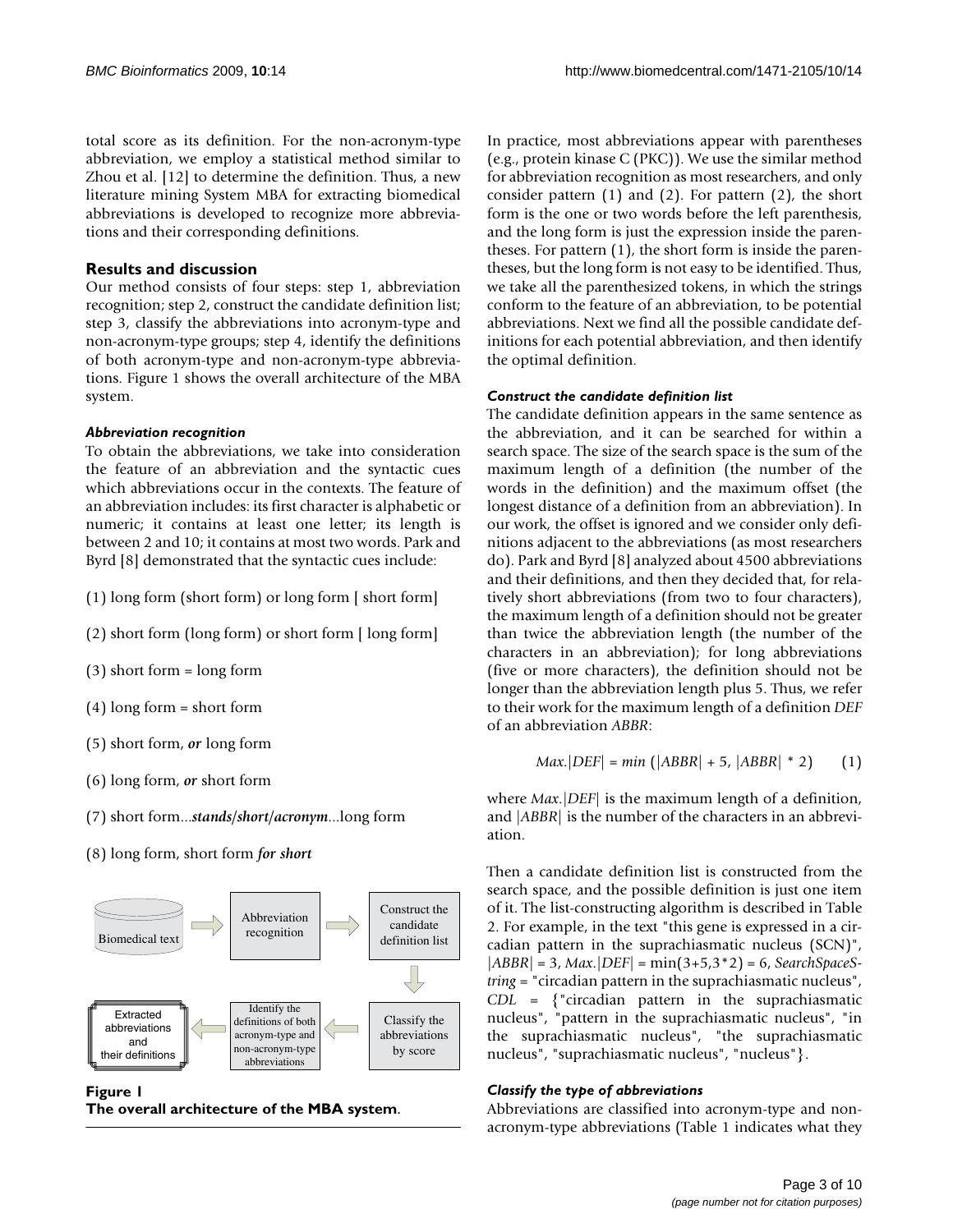total score as its definition. For the non-acronym-type abbreviation, we employ a statistical method similar to Zhou et al. [12] to determine the definition. Thus, a new literature mining System MBA for extracting biomedical abbreviations is developed to recognize more abbreviations and their corresponding definitions.

## Results and discussion

Our method consists of four steps: step 1, abbreviation recognition; step 2, construct the candidate definition list; step 3, classify the abbreviations into acronym-type and non-acronym-type groups; step 4, identify the definitions of both acronym-type and non-acronym-type abbreviations. Figure 1 shows the overall architecture of the MBA system.

### *Abbreviation recognition*

To obtain the abbreviations, we take into consideration the feature of an abbreviation and the syntactic cues which abbreviations occur in the contexts. The feature of an abbreviation includes: its first character is alphabetic or numeric; it contains at least one letter; its length is between 2 and 10; it contains at most two words. Park and Byrd [8] demonstrated that the syntactic cues include:

(1) long form (short form) or long form [ short form]

(2) short form (long form) or short form [ long form]

(3) short form = long form

(4) long form = short form

(5) short form, *or* long form

(6) long form, *or* short form

(7) short form...***stands/short/acronym***...long form

(8) long form, short form ***for short***

**Figure 1**
**The overall architecture of the MBA system.**

In practice, most abbreviations appear with parentheses (e.g., protein kinase C (PKC)). We use the similar method for abbreviation recognition as most researchers, and only consider pattern (1) and (2). For pattern (2), the short form is the one or two words before the left parenthesis, and the long form is just the expression inside the parentheses. For pattern (1), the short form is inside the parentheses, but the long form is not easy to be identified. Thus, we take all the parenthesized tokens, in which the strings conform to the feature of an abbreviation, to be potential abbreviations. Next we find all the possible candidate definitions for each potential abbreviation, and then identify the optimal definition.

### *Construct the candidate definition list*

The candidate definition appears in the same sentence as the abbreviation, and it can be searched for within a search space. The size of the search space is the sum of the maximum length of a definition (the number of the words in the definition) and the maximum offset (the longest distance of a definition from an abbreviation). In our work, the offset is ignored and we consider only definitions adjacent to the abbreviations (as most researchers do). Park and Byrd [8] analyzed about 4500 abbreviations and their definitions, and then they decided that, for relatively short abbreviations (from two to four characters), the maximum length of a definition should not be greater than twice the abbreviation length (the number of the characters in an abbreviation); for long abbreviations (five or more characters), the definition should not be longer than the abbreviation length plus 5. Thus, we refer to their work for the maximum length of a definition *DEF* of an abbreviation *ABBR*:

$$Max.|DEF| = min\,(|ABBR| + 5,\ |ABBR| * 2) \qquad (1)$$

where $Max.|DEF|$ is the maximum length of a definition, and $|ABBR|$ is the number of the characters in an abbreviation.

Then a candidate definition list is constructed from the search space, and the possible definition is just one item of it. The list-constructing algorithm is described in Table 2. For example, in the text "this gene is expressed in a circadian pattern in the suprachiasmatic nucleus (SCN)", $|ABBR| = 3$, $Max.|DEF| = \min(3+5, 3*2) = 6$, *SearchSpaceString* = "circadian pattern in the suprachiasmatic nucleus", *CDL* = {"circadian pattern in the suprachiasmatic nucleus", "pattern in the suprachiasmatic nucleus", "in the suprachiasmatic nucleus", "the suprachiasmatic nucleus", "suprachiasmatic nucleus", "nucleus"}.

### *Classify the type of abbreviations*

Abbreviations are classified into acronym-type and non-acronym-type abbreviations (Table 1 indicates what they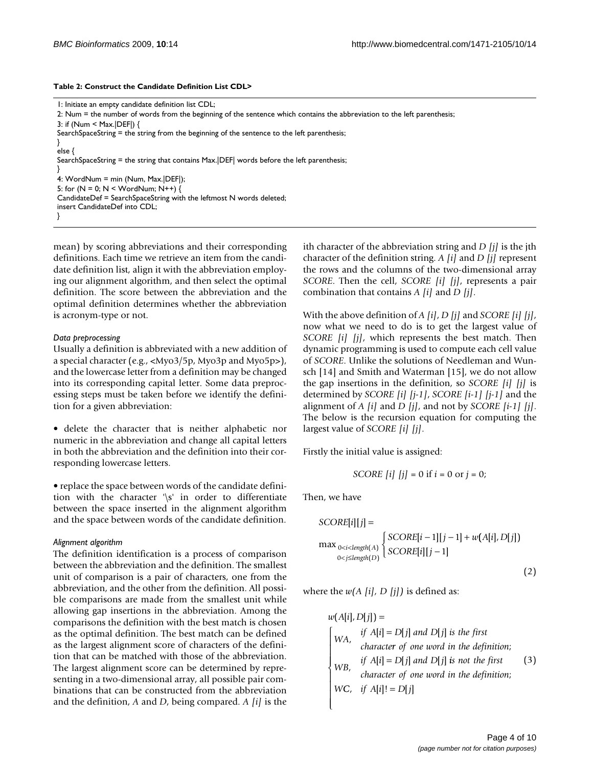**Table 2: Construct the Candidate Definition List CDL>**

```
1: Initiate an empty candidate definition list CDL;
2: Num = the number of words from the beginning of the sentence which contains the abbreviation to the left parenthesis;
3: if (Num < Max.|DEF|) {
SearchSpaceString = the string from the beginning of the sentence to the left parenthesis;
}
else {
SearchSpaceString = the string that contains Max.|DEF| words before the left parenthesis;
}
4: WordNum = min (Num, Max.|DEF|);
5: for (N = 0; N < WordNum; N++) {
CandidateDef = SearchSpaceString with the leftmost N words deleted;
insert CandidateDef into CDL;
}
```

mean) by scoring abbreviations and their corresponding definitions. Each time we retrieve an item from the candidate definition list, align it with the abbreviation employing our alignment algorithm, and then select the optimal definition. The score between the abbreviation and the optimal definition determines whether the abbreviation is acronym-type or not.

*Data preprocessing*

Usually a definition is abbreviated with a new addition of a special character (e.g., <Myo3/5p, Myo3p and Myo5p>), and the lowercase letter from a definition may be changed into its corresponding capital letter. Some data preprocessing steps must be taken before we identify the definition for a given abbreviation:

• delete the character that is neither alphabetic nor numeric in the abbreviation and change all capital letters in both the abbreviation and the definition into their corresponding lowercase letters.

• replace the space between words of the candidate definition with the character '\s' in order to differentiate between the space inserted in the alignment algorithm and the space between words of the candidate definition.

*Alignment algorithm*

The definition identification is a process of comparison between the abbreviation and the definition. The smallest unit of comparison is a pair of characters, one from the abbreviation, and the other from the definition. All possible comparisons are made from the smallest unit while allowing gap insertions in the abbreviation. Among the comparisons the definition with the best match is chosen as the optimal definition. The best match can be defined as the largest alignment score of characters of the definition that can be matched with those of the abbreviation. The largest alignment score can be determined by representing in a two-dimensional array, all possible pair combinations that can be constructed from the abbreviation and the definition, *A* and *D*, being compared. *A [i]* is the ith character of the abbreviation string and *D [j]* is the jth character of the definition string. *A [i]* and *D [j]* represent the rows and the columns of the two-dimensional array *SCORE*. Then the cell, *SCORE [i] [j]*, represents a pair combination that contains *A [i]* and *D [j]*.

With the above definition of *A [i]*, *D [j]* and *SCORE [i] [j]*, now what we need to do is to get the largest value of *SCORE [i] [j]*, which represents the best match. Then dynamic programming is used to compute each cell value of *SCORE*. Unlike the solutions of Needleman and Wunsch [14] and Smith and Waterman [15], we do not allow the gap insertions in the definition, so *SCORE [i] [j]* is determined by *SCORE [i] [j-1]*, *SCORE [i-1] [j-1]* and the alignment of *A [i]* and *D [j]*, and not by *SCORE [i-1] [j]*. The below is the recursion equation for computing the largest value of *SCORE [i] [j]*.

Firstly the initial value is assigned:

$$SCORE\ [i]\ [j] = 0 \text{ if } i = 0 \text{ or } j = 0;$$

Then, we have

$$SCORE[i][j] = \max_{\substack{0<i<length(A)\\ 0<j\leq length(D)}} \begin{cases} SCORE[i-1][j-1] + w(A[i], D[j]) \\ SCORE[i][j-1] \end{cases} \tag{2}$$

where the $w(A\ [i],\ D\ [j])$ is defined as:

$$w(A[i], D[j]) = \begin{cases} WA, & \begin{array}{l} \text{if } A[i] = D[j] \text{ and } D[j] \text{ is the first} \\ \text{character of one word in the definition;} \end{array} \\ WB, & \begin{array}{l} \text{if } A[i] = D[j] \text{ and } D[j] \text{ is not the first} \\ \text{character of one word in the definition;} \end{array} \\ WC, & \text{if } A[i] != D[j] \end{cases} \tag{3}$$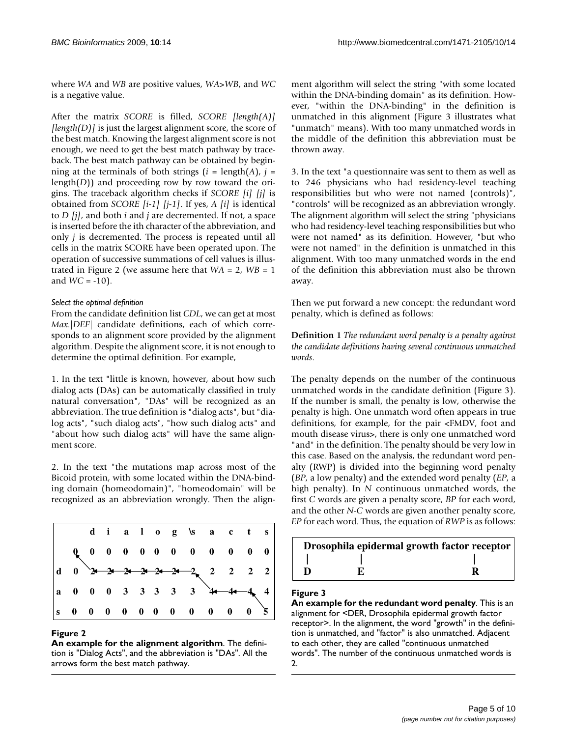where *WA* and *WB* are positive values, *WA*>*WB*, and *WC* is a negative value.

After the matrix *SCORE* is filled, *SCORE [length(A)] [length(D)]* is just the largest alignment score, the score of the best match. Knowing the largest alignment score is not enough, we need to get the best match pathway by trace-back. The best match pathway can be obtained by beginning at the terminals of both strings ($i$ = length($A$), $j$ = length($D$)) and proceeding row by row toward the origins. The traceback algorithm checks if *SCORE [i] [j]* is obtained from *SCORE [i-1] [j-1]*. If yes, *A [i]* is identical to *D [j]*, and both $i$ and $j$ are decremented. If not, a space is inserted before the ith character of the abbreviation, and only $j$ is decremented. The process is repeated until all cells in the matrix SCORE have been operated upon. The operation of successive summations of cell values is illustrated in Figure 2 (we assume here that $WA = 2$, $WB = 1$ and $WC = -10$).

#### Select the optimal definition

From the candidate definition list *CDL*, we can get at most *Max.|DEF|* candidate definitions, each of which corresponds to an alignment score provided by the alignment algorithm. Despite the alignment score, it is not enough to determine the optimal definition. For example,

1. In the text "little is known, however, about how such dialog acts (DAs) can be automatically classified in truly natural conversation", "DAs" will be recognized as an abbreviation. The true definition is "dialog acts", but "dialog acts", "such dialog acts", "how such dialog acts" and "about how such dialog acts" will have the same alignment score.

2. In the text "the mutations map across most of the Bicoid protein, with some located within the DNA-binding domain (homeodomain)", "homeodomain" will be recognized as an abbreviation wrongly. Then the alignment algorithm will select the string "with some located within the DNA-binding domain" as its definition. However, "within the DNA-binding" in the definition is unmatched in this alignment (Figure 3 illustrates what "unmatch" means). With too many unmatched words in the middle of the definition this abbreviation must be thrown away.

3. In the text "a questionnaire was sent to them as well as to 246 physicians who had residency-level teaching responsibilities but who were not named (controls)", "controls" will be recognized as an abbreviation wrongly. The alignment algorithm will select the string "physicians who had residency-level teaching responsibilities but who were not named" as its definition. However, "but who were not named" in the definition is unmatched in this alignment. With too many unmatched words in the end of the definition this abbreviation must also be thrown away.

|   |   | d | i | a | l | o | g | \s | a | c | t | s |
|---|---|---|---|---|---|---|---|---|---|---|---|---|
|   | 0 | 0 | 0 | 0 | 0 | 0 | 0 | 0 | 0 | 0 | 0 | 0 |
| d | 0 | 2 | 2 | 2 | 2 | 2 | 2 | 2 | 2 | 2 | 2 | 2 |
| a | 0 | 0 | 0 | 3 | 3 | 3 | 3 | 3 | 4 | 4 | 4 | 4 |
| s | 0 | 0 | 0 | 0 | 0 | 0 | 0 | 0 | 0 | 0 | 0 | 5 |

**Figure 2**
**An example for the alignment algorithm**. The definition is "Dialog Acts", and the abbreviation is "DAs". All the arrows form the best match pathway.

Then we put forward a new concept: the redundant word penalty, which is defined as follows:

**Definition 1** *The redundant word penalty is a penalty against the candidate definitions having several continuous unmatched words*.

The penalty depends on the number of the continuous unmatched words in the candidate definition (Figure 3). If the number is small, the penalty is low, otherwise the penalty is high. One unmatch word often appears in true definitions, for example, for the pair <FMDV, foot and mouth disease virus>, there is only one unmatched word "and" in the definition. The penalty should be very low in this case. Based on the analysis, the redundant word penalty (RWP) is divided into the beginning word penalty (*BP*, a low penalty) and the extended word penalty (*EP*, a high penalty). In *N* continuous unmatched words, the first *C* words are given a penalty score, *BP* for each word, and the other *N-C* words are given another penalty score, *EP* for each word. Thus, the equation of *RWP* is as follows:

| Drosophila | epidermal | growth | factor | receptor |
|---|---|---|---|---|
| \| | \| | | | \| |
| D | E | | | R |

**Figure 3**
**An example for the redundant word penalty**. This is an alignment for <DER, Drosophila epidermal growth factor receptor>. In the alignment, the word "growth" in the definition is unmatched, and "factor" is also unmatched. Adjacent to each other, they are called "continuous unmatched words". The number of the continuous unmatched words is 2.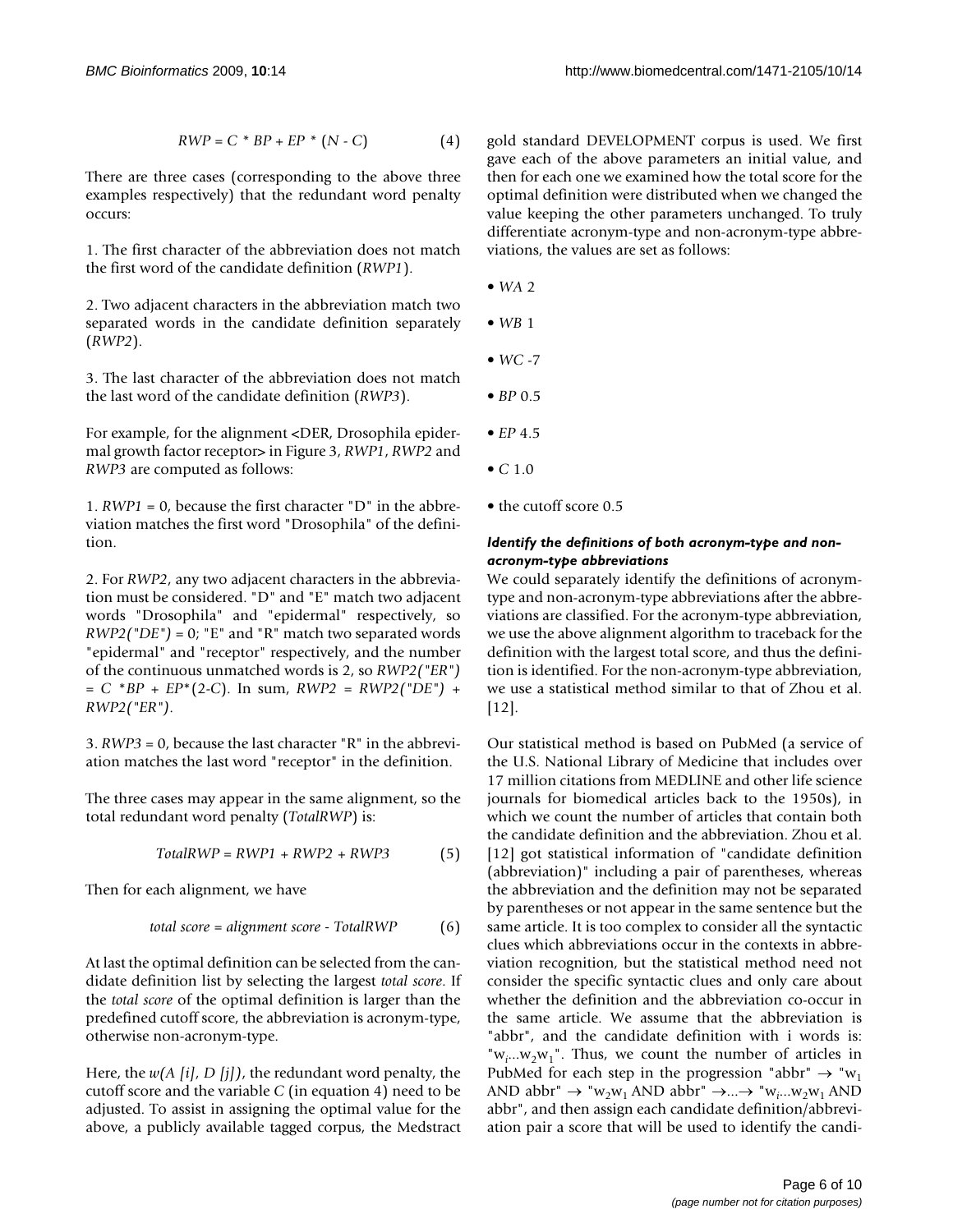$$RWP = C * BP + EP * (N - C) \quad (4)$$

There are three cases (corresponding to the above three examples respectively) that the redundant word penalty occurs:

1. The first character of the abbreviation does not match the first word of the candidate definition (*RWP1*).

2. Two adjacent characters in the abbreviation match two separated words in the candidate definition separately (*RWP2*).

3. The last character of the abbreviation does not match the last word of the candidate definition (*RWP3*).

For example, for the alignment <DER, Drosophila epidermal growth factor receptor> in Figure 3, *RWP1*, *RWP2* and *RWP3* are computed as follows:

1. *RWP1* = 0, because the first character "D" in the abbreviation matches the first word "Drosophila" of the definition.

2. For *RWP2*, any two adjacent characters in the abbreviation must be considered. "D" and "E" match two adjacent words "Drosophila" and "epidermal" respectively, so *RWP2("DE")* = 0; "E" and "R" match two separated words "epidermal" and "receptor" respectively, and the number of the continuous unmatched words is 2, so *RWP2("ER")* = *C* \**BP* + *EP*\*(2-*C*). In sum, *RWP2* = *RWP2("DE")* + *RWP2("ER")*.

3. *RWP3* = 0, because the last character "R" in the abbreviation matches the last word "receptor" in the definition.

The three cases may appear in the same alignment, so the total redundant word penalty (*TotalRWP*) is:

$$TotalRWP = RWP1 + RWP2 + RWP3 \quad (5)$$

Then for each alignment, we have

$$total\ score = alignment\ score - TotalRWP \quad (6)$$

At last the optimal definition can be selected from the candidate definition list by selecting the largest *total score*. If the *total score* of the optimal definition is larger than the predefined cutoff score, the abbreviation is acronym-type, otherwise non-acronym-type.

Here, the $w(A[i], D[j])$, the redundant word penalty, the cutoff score and the variable *C* (in equation 4) need to be adjusted. To assist in assigning the optimal value for the above, a publicly available tagged corpus, the Medstract gold standard DEVELOPMENT corpus is used. We first gave each of the above parameters an initial value, and then for each one we examined how the total score for the optimal definition were distributed when we changed the value keeping the other parameters unchanged. To truly differentiate acronym-type and non-acronym-type abbreviations, the values are set as follows:

- *WA* 2
- *WB* 1
- *WC* -7
- *BP* 0.5
- *EP* 4.5
- *C* 1.0
- the cutoff score 0.5

### *Identify the definitions of both acronym-type and non-acronym-type abbreviations*

We could separately identify the definitions of acronym-type and non-acronym-type abbreviations after the abbreviations are classified. For the acronym-type abbreviation, we use the above alignment algorithm to traceback for the definition with the largest total score, and thus the definition is identified. For the non-acronym-type abbreviation, we use a statistical method similar to that of Zhou et al. [12].

Our statistical method is based on PubMed (a service of the U.S. National Library of Medicine that includes over 17 million citations from MEDLINE and other life science journals for biomedical articles back to the 1950s), in which we count the number of articles that contain both the candidate definition and the abbreviation. Zhou et al. [12] got statistical information of "candidate definition (abbreviation)" including a pair of parentheses, whereas the abbreviation and the definition may not be separated by parentheses or not appear in the same sentence but the same article. It is too complex to consider all the syntactic clues which abbreviations occur in the contexts in abbreviation recognition, but the statistical method need not consider the specific syntactic clues and only care about whether the definition and the abbreviation co-occur in the same article. We assume that the abbreviation is "abbr", and the candidate definition with i words is: "$w_i ... w_2 w_1$". Thus, we count the number of articles in PubMed for each step in the progression "abbr" $\rightarrow$ "$w_1$ AND abbr" $\rightarrow$ "$w_2 w_1$ AND abbr" $\rightarrow ... \rightarrow$ "$w_i ... w_2 w_1$ AND abbr", and then assign each candidate definition/abbreviation pair a score that will be used to identify the candi-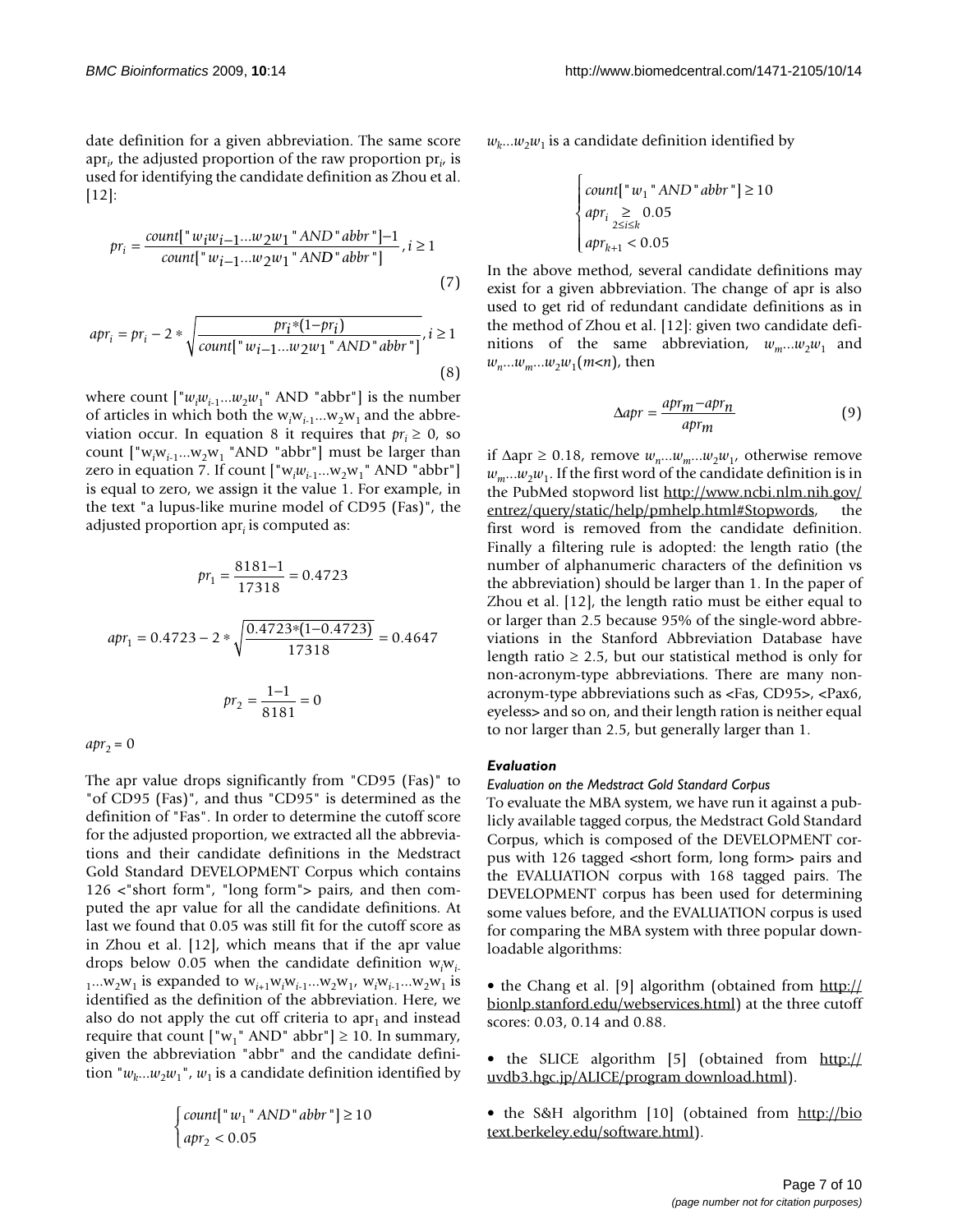date definition for a given abbreviation. The same score $apr_i$, the adjusted proportion of the raw proportion $pr_i$, is used for identifying the candidate definition as Zhou et al. [12]:

$$pr_i = \frac{count["w_i w_{i-1}...w_2 w_1" \; AND \; "abbr"] - 1}{count["w_{i-1}...w_2 w_1" \; AND \; "abbr"]}, i \geq 1 \tag{7}$$

$$apr_i = pr_i - 2 * \sqrt{\frac{pr_i * (1 - pr_i)}{count["w_{i-1}...w_2 w_1" \; AND \; "abbr"]}}, i \geq 1 \tag{8}$$

where count ["$w_i w_{i-1}...w_2 w_1$" AND "abbr"] is the number of articles in which both the $w_i w_{i-1}...w_2 w_1$ and the abbreviation occur. In equation 8 it requires that $pr_i \geq 0$, so count ["$w_i w_{i-1}...w_2 w_1$ "AND "abbr"] must be larger than zero in equation 7. If count ["$w_i w_{i-1}...w_2 w_1$" AND "abbr"] is equal to zero, we assign it the value 1. For example, in the text "a lupus-like murine model of CD95 (Fas)", the adjusted proportion $apr_i$ is computed as:

$$pr_1 = \frac{8181 - 1}{17318} = 0.4723$$

$$apr_1 = 0.4723 - 2 * \sqrt{\frac{0.4723 * (1 - 0.4723)}{17318}} = 0.4647$$

$$pr_2 = \frac{1 - 1}{8181} = 0$$

$apr_2 = 0$

The apr value drops significantly from "CD95 (Fas)" to "of CD95 (Fas)", and thus "CD95" is determined as the definition of "Fas". In order to determine the cutoff score for the adjusted proportion, we extracted all the abbreviations and their candidate definitions in the Medstract Gold Standard DEVELOPMENT Corpus which contains 126 <"short form", "long form"> pairs, and then computed the apr value for all the candidate definitions. At last we found that 0.05 was still fit for the cutoff score as in Zhou et al. [12], which means that if the apr value drops below 0.05 when the candidate definition $w_i w_{i-1}...w_2 w_1$ is expanded to $w_{i+1} w_i w_{i-1}...w_2 w_1$, $w_i w_{i-1}...w_2 w_1$ is identified as the definition of the abbreviation. Here, we also do not apply the cut off criteria to $apr_1$ and instead require that count ["$w_1$" AND" abbr"] $\geq 10$. In summary, given the abbreviation "abbr" and the candidate definition "$w_k...w_2 w_1$", $w_1$ is a candidate definition identified by

$$\begin{cases} count["w_1" \; AND \; "abbr"] \geq 10 \\ apr_2 < 0.05 \end{cases}$$

$w_k...w_2 w_1$ is a candidate definition identified by

$$\begin{cases} count["w_1" \; AND \; "abbr"] \geq 10 \\ apr_i \underset{2 \leq i \leq k}{\geq} 0.05 \\ apr_{k+1} < 0.05 \end{cases}$$

In the above method, several candidate definitions may exist for a given abbreviation. The change of apr is also used to get rid of redundant candidate definitions as in the method of Zhou et al. [12]: given two candidate definitions of the same abbreviation, $w_m...w_2 w_1$ and $w_n...w_m...w_2 w_1 (m<n)$, then

$$\Delta apr = \frac{apr_m - apr_n}{apr_m} \tag{9}$$

if $\Delta apr \geq 0.18$, remove $w_n...w_m...w_2 w_1$, otherwise remove $w_m...w_2 w_1$. If the first word of the candidate definition is in the PubMed stopword list http://www.ncbi.nlm.nih.gov/entrez/query/static/help/pmhelp.html#Stopwords, the first word is removed from the candidate definition. Finally a filtering rule is adopted: the length ratio (the number of alphanumeric characters of the definition vs the abbreviation) should be larger than 1. In the paper of Zhou et al. [12], the length ratio must be either equal to or larger than 2.5 because 95% of the single-word abbreviations in the Stanford Abbreviation Database have length ratio $\geq 2.5$, but our statistical method is only for non-acronym-type abbreviations. There are many non-acronym-type abbreviations such as <Fas, CD95>, <Pax6, eyeless> and so on, and their length ration is neither equal to nor larger than 2.5, but generally larger than 1.

### *Evaluation*

#### *Evaluation on the Medstract Gold Standard Corpus*

To evaluate the MBA system, we have run it against a publicly available tagged corpus, the Medstract Gold Standard Corpus, which is composed of the DEVELOPMENT corpus with 126 tagged <short form, long form> pairs and the EVALUATION corpus with 168 tagged pairs. The DEVELOPMENT corpus has been used for determining some values before, and the EVALUATION corpus is used for comparing the MBA system with three popular downloadable algorithms:

• the Chang et al. [9] algorithm (obtained from http://bionlp.stanford.edu/webservices.html) at the three cutoff scores: 0.03, 0.14 and 0.88.

• the SLICE algorithm [5] (obtained from http://uvdb3.hgc.jp/ALICE/program download.html).

• the S&H algorithm [10] (obtained from http://biotext.berkeley.edu/software.html).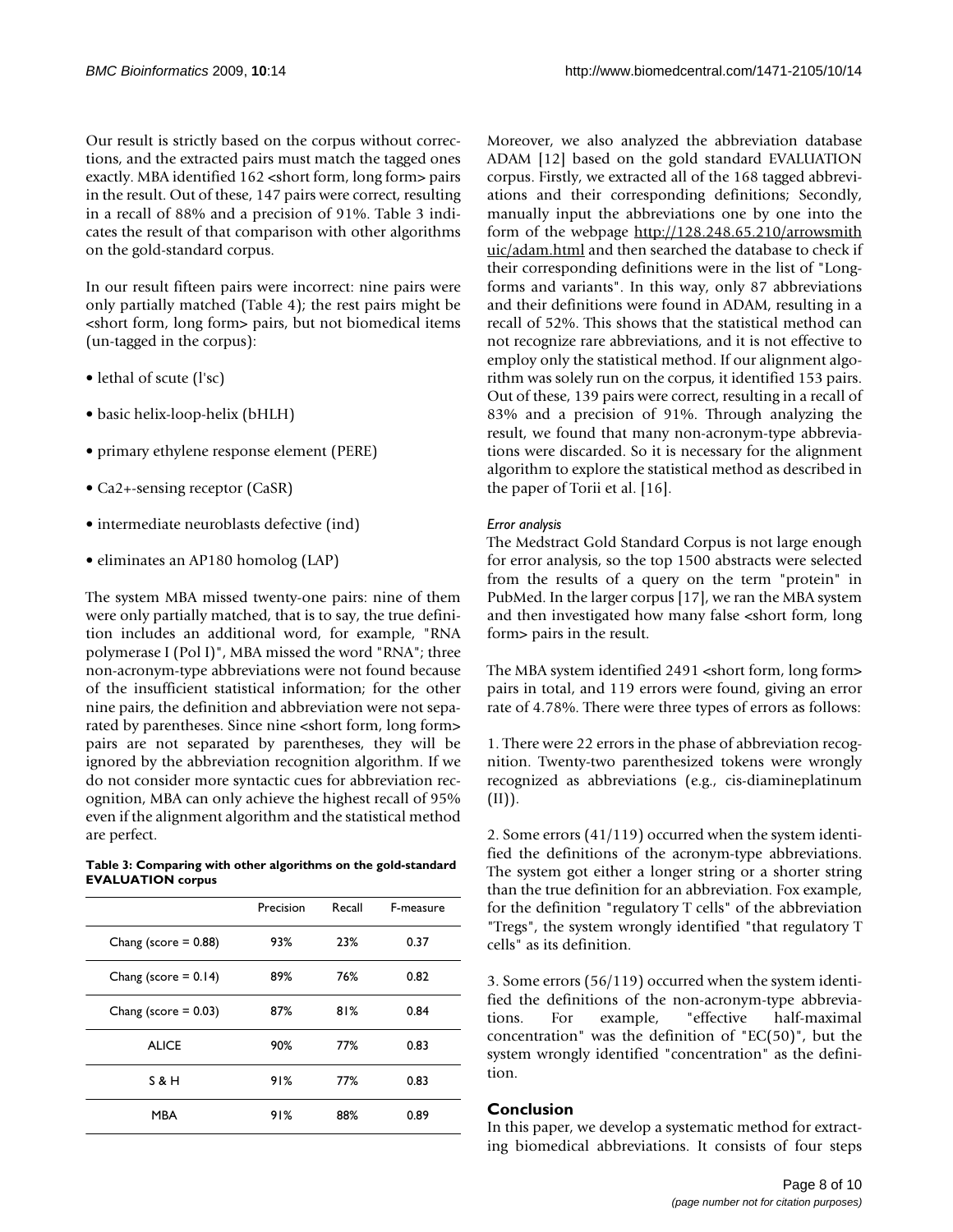Our result is strictly based on the corpus without corrections, and the extracted pairs must match the tagged ones exactly. MBA identified 162 <short form, long form> pairs in the result. Out of these, 147 pairs were correct, resulting in a recall of 88% and a precision of 91%. Table 3 indicates the result of that comparison with other algorithms on the gold-standard corpus.

In our result fifteen pairs were incorrect: nine pairs were only partially matched (Table 4); the rest pairs might be <short form, long form> pairs, but not biomedical items (un-tagged in the corpus):

- lethal of scute (l'sc)
- basic helix-loop-helix (bHLH)
- primary ethylene response element (PERE)
- $Ca2+$-sensing receptor (CaSR)
- intermediate neuroblasts defective (ind)
- eliminates an AP180 homolog (LAP)

The system MBA missed twenty-one pairs: nine of them were only partially matched, that is to say, the true definition includes an additional word, for example, "RNA polymerase I (Pol I)", MBA missed the word "RNA"; three non-acronym-type abbreviations were not found because of the insufficient statistical information; for the other nine pairs, the definition and abbreviation were not separated by parentheses. Since nine <short form, long form> pairs are not separated by parentheses, they will be ignored by the abbreviation recognition algorithm. If we do not consider more syntactic cues for abbreviation recognition, MBA can only achieve the highest recall of 95% even if the alignment algorithm and the statistical method are perfect.

**Table 3: Comparing with other algorithms on the gold-standard EVALUATION corpus**

| | Precision | Recall | F-measure |
|---|---|---|---|
| Chang (score = 0.88) | 93% | 23% | 0.37 |
| Chang (score = 0.14) | 89% | 76% | 0.82 |
| Chang (score = 0.03) | 87% | 81% | 0.84 |
| ALICE | 90% | 77% | 0.83 |
| S & H | 91% | 77% | 0.83 |
| MBA | 91% | 88% | 0.89 |

Moreover, we also analyzed the abbreviation database ADAM [12] based on the gold standard EVALUATION corpus. Firstly, we extracted all of the 168 tagged abbreviations and their corresponding definitions; Secondly, manually input the abbreviations one by one into the form of the webpage http://128.248.65.210/arrowsmith uic/adam.html and then searched the database to check if their corresponding definitions were in the list of "Long-forms and variants". In this way, only 87 abbreviations and their definitions were found in ADAM, resulting in a recall of 52%. This shows that the statistical method can not recognize rare abbreviations, and it is not effective to employ only the statistical method. If our alignment algorithm was solely run on the corpus, it identified 153 pairs. Out of these, 139 pairs were correct, resulting in a recall of 83% and a precision of 91%. Through analyzing the result, we found that many non-acronym-type abbreviations were discarded. So it is necessary for the alignment algorithm to explore the statistical method as described in the paper of Torii et al. [16].

*Error analysis*

The Medstract Gold Standard Corpus is not large enough for error analysis, so the top 1500 abstracts were selected from the results of a query on the term "protein" in PubMed. In the larger corpus [17], we ran the MBA system and then investigated how many false <short form, long form> pairs in the result.

The MBA system identified 2491 <short form, long form> pairs in total, and 119 errors were found, giving an error rate of 4.78%. There were three types of errors as follows:

1. There were 22 errors in the phase of abbreviation recognition. Twenty-two parenthesized tokens were wrongly recognized as abbreviations (e.g., cis-diamineplatinum (II)).

2. Some errors (41/119) occurred when the system identified the definitions of the acronym-type abbreviations. The system got either a longer string or a shorter string than the true definition for an abbreviation. Fox example, for the definition "regulatory T cells" of the abbreviation "Tregs", the system wrongly identified "that regulatory T cells" as its definition.

3. Some errors (56/119) occurred when the system identified the definitions of the non-acronym-type abbreviations. For example, "effective half-maximal concentration" was the definition of "EC(50)", but the system wrongly identified "concentration" as the definition.

## Conclusion

In this paper, we develop a systematic method for extracting biomedical abbreviations. It consists of four steps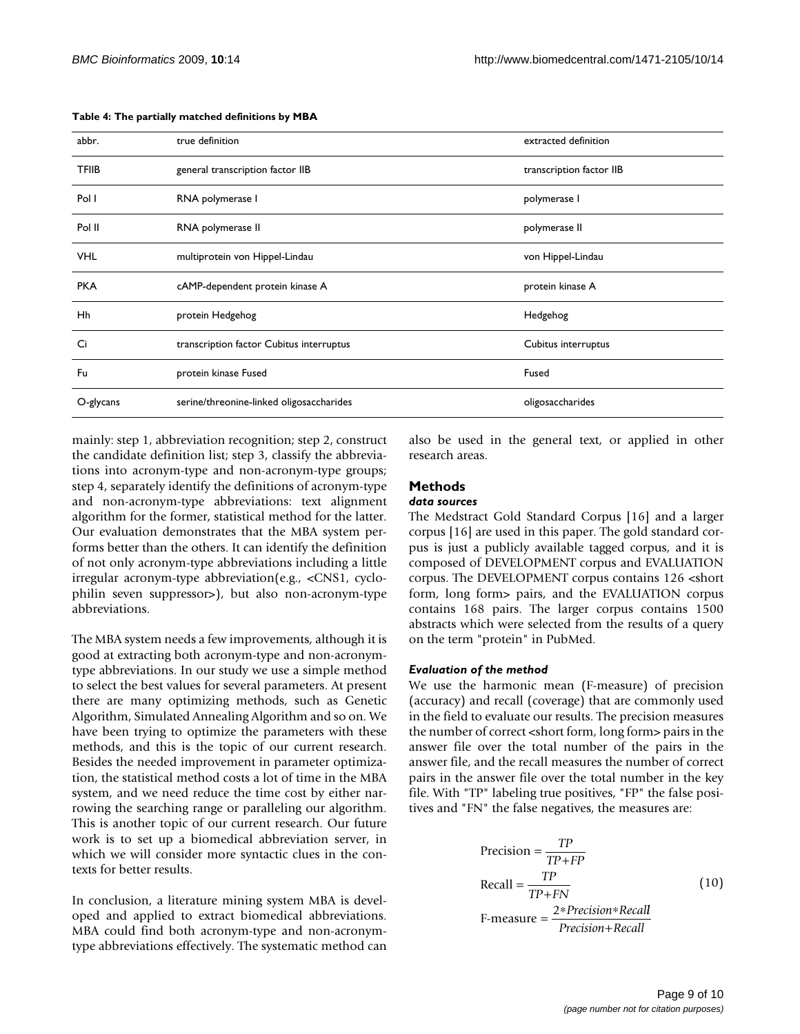**Table 4: The partially matched definitions by MBA**

| abbr. | true definition | extracted definition |
| --- | --- | --- |
| TFIIB | general transcription factor IIB | transcription factor IIB |
| Pol I | RNA polymerase I | polymerase I |
| Pol II | RNA polymerase II | polymerase II |
| VHL | multiprotein von Hippel-Lindau | von Hippel-Lindau |
| PKA | cAMP-dependent protein kinase A | protein kinase A |
| Hh | protein Hedgehog | Hedgehog |
| Ci | transcription factor Cubitus interruptus | Cubitus interruptus |
| Fu | protein kinase Fused | Fused |
| O-glycans | serine/threonine-linked oligosaccharides | oligosaccharides |

mainly: step 1, abbreviation recognition; step 2, construct the candidate definition list; step 3, classify the abbreviations into acronym-type and non-acronym-type groups; step 4, separately identify the definitions of acronym-type and non-acronym-type abbreviations: text alignment algorithm for the former, statistical method for the latter. Our evaluation demonstrates that the MBA system performs better than the others. It can identify the definition of not only acronym-type abbreviations including a little irregular acronym-type abbreviation(e.g., <CNS1, cyclophilin seven suppressor>), but also non-acronym-type abbreviations.

The MBA system needs a few improvements, although it is good at extracting both acronym-type and non-acronym-type abbreviations. In our study we use a simple method to select the best values for several parameters. At present there are many optimizing methods, such as Genetic Algorithm, Simulated Annealing Algorithm and so on. We have been trying to optimize the parameters with these methods, and this is the topic of our current research. Besides the needed improvement in parameter optimization, the statistical method costs a lot of time in the MBA system, and we need reduce the time cost by either narrowing the searching range or paralleling our algorithm. This is another topic of our current research. Our future work is to set up a biomedical abbreviation server, in which we will consider more syntactic clues in the contexts for better results.

In conclusion, a literature mining system MBA is developed and applied to extract biomedical abbreviations. MBA could find both acronym-type and non-acronym-type abbreviations effectively. The systematic method can also be used in the general text, or applied in other research areas.

## Methods

### *data sources*

The Medstract Gold Standard Corpus [16] and a larger corpus [16] are used in this paper. The gold standard corpus is just a publicly available tagged corpus, and it is composed of DEVELOPMENT corpus and EVALUATION corpus. The DEVELOPMENT corpus contains 126 <short form, long form> pairs, and the EVALUATION corpus contains 168 pairs. The larger corpus contains 1500 abstracts which were selected from the results of a query on the term "protein" in PubMed.

### *Evaluation of the method*

We use the harmonic mean (F-measure) of precision (accuracy) and recall (coverage) that are commonly used in the field to evaluate our results. The precision measures the number of correct <short form, long form> pairs in the answer file over the total number of the pairs in the answer file, and the recall measures the number of correct pairs in the answer file over the total number in the key file. With "TP" labeling true positives, "FP" the false positives and "FN" the false negatives, the measures are:

$$\text{Precision} = \frac{TP}{TP+FP}$$
$$\text{Recall} = \frac{TP}{TP+FN} \tag{10}$$
$$\text{F-measure} = \frac{2*Precision*Recall}{Precision+Recall}$$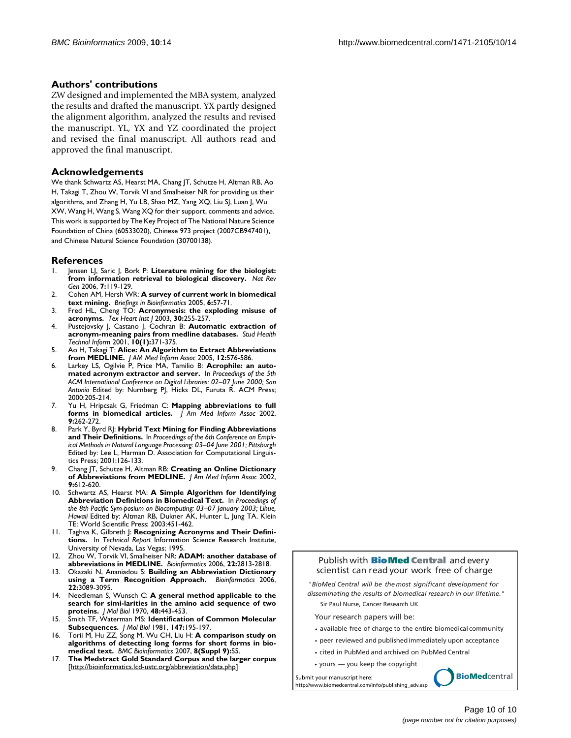## Authors' contributions

ZW designed and implemented the MBA system, analyzed the results and drafted the manuscript. YX partly designed the alignment algorithm, analyzed the results and revised the manuscript. YL, YX and YZ coordinated the project and revised the final manuscript. All authors read and approved the final manuscript.

## Acknowledgements

We thank Schwartz AS, Hearst MA, Chang JT, Schutze H, Altman RB, Ao H, Takagi T, Zhou W, Torvik VI and Smalheiser NR for providing us their algorithms, and Zhang H, Yu LB, Shao MZ, Yang XQ, Liu SJ, Luan J, Wu XW, Wang H, Wang S, Wang XQ for their support, comments and advice. This work is supported by The Key Project of The National Nature Science Foundation of China (60533020), Chinese 973 project (2007CB947401), and Chinese Natural Science Foundation (30700138).

## References

1. Jensen LJ, Saric J, Bork P: **Literature mining for the biologist: from information retrieval to biological discovery.** *Nat Rev Gen* 2006, **7:**119-129.
2. Cohen AM, Hersh WR: **A survey of current work in biomedical text mining.** *Briefings in Bioinformatics* 2005, **6:**57-71.
3. Fred HL, Cheng TO: **Acronymesis: the exploding misuse of acronyms.** *Tex Heart Inst J* 2003, **30:**255-257.
4. Pustejovsky J, Castano J, Cochran B: **Automatic extraction of acronym-meaning pairs from medline databases.** *Stud Health Technol Inform* 2001, **10(1):**371-375.
5. Ao H, Takagi T: **Alice: An Algorithm to Extract Abbreviations from MEDLINE.** *J AM Med Inform Assoc* 2005, **12:**576-586.
6. Larkey LS, Ogilvie P, Price MA, Tamilio B: **Acrophile: an automated acronym extractor and server.** In *Proceedings of the 5th ACM International Conference on Digital Libraries: 02–07 June 2000; San Antonio* Edited by: Nurnberg PJ, Hicks DL, Furuta R. ACM Press; 2000:205-214.
7. Yu H, Hripcsak G, Friedman C: **Mapping abbreviations to full forms in biomedical articles.** *J Am Med Inform Assoc* 2002, **9:**262-272.
8. Park Y, Byrd RJ: **Hybrid Text Mining for Finding Abbreviations and Their Definitions.** In *Proceedings of the 6th Conference on Empirical Methods in Natural Language Processing: 03–04 June 2001; Pittsburgh* Edited by: Lee L, Harman D. Association for Computational Linguistics Press; 2001:126-133.
9. Chang JT, Schutze H, Altman RB: **Creating an Online Dictionary of Abbreviations from MEDLINE.** *J Am Med Inform Assoc* 2002, **9:**612-620.
10. Schwartz AS, Hearst MA: **A Simple Algorithm for Identifying Abbreviation Definitions in Biomedical Text.** In *Proceedings of the 8th Pacific Sym-posium on Biocomputing: 03–07 January 2003; Lihue, Hawaii* Edited by: Altman RB, Dukner AK, Hunter L, Jung TA. Klein TE: World Scientific Press; 2003:451-462.
11. Taghva K, Gilbreth J: **Recognizing Acronyms and Their Definitions.** In *Technical Report* Information Science Research Institute, University of Nevada, Las Vegas; 1995.
12. Zhou W, Torvik VI, Smalheiser NR: **ADAM: another database of abbreviations in MEDLINE.** *Bioinformatics* 2006, **22:**2813-2818.
13. Okazaki N, Ananiadou S: **Building an Abbreviation Dictionary using a Term Recognition Approach.** *Bioinformatics* 2006, **22:**3089-3095.
14. Needleman S, Wunsch C: **A general method applicable to the search for simi-larities in the amino acid sequence of two proteins.** *J Mol Biol* 1970, **48:**443-453.
15. Smith TF, Waterman MS: **Identification of Common Molecular Subsequences.** *J Mol Biol* 1981, **147:**195-197.
16. Torii M, Hu ZZ, Song M, Wu CH, Liu H: **A comparison study on algorithms of detecting long forms for short forms in biomedical text.** *BMC Bioinformatics* 2007, **8(Suppl 9):**S5.
17. **The Medstract Gold Standard Corpus and the larger corpus** [http://bioinformatics.lcd-ustc.org/abbreviation/data.php]

Publish with **BioMed Central** and every scientist can read your work free of charge

*"BioMed Central will be the most significant development for disseminating the results of biomedical research in our lifetime."*

Sir Paul Nurse, Cancer Research UK

Your research papers will be:

- available free of charge to the entire biomedical community
- peer reviewed and published immediately upon acceptance
- cited in PubMed and archived on PubMed Central
- yours — you keep the copyright

Submit your manuscript here:
http://www.biomedcentral.com/info/publishing_adv.asp

BioMedcentral